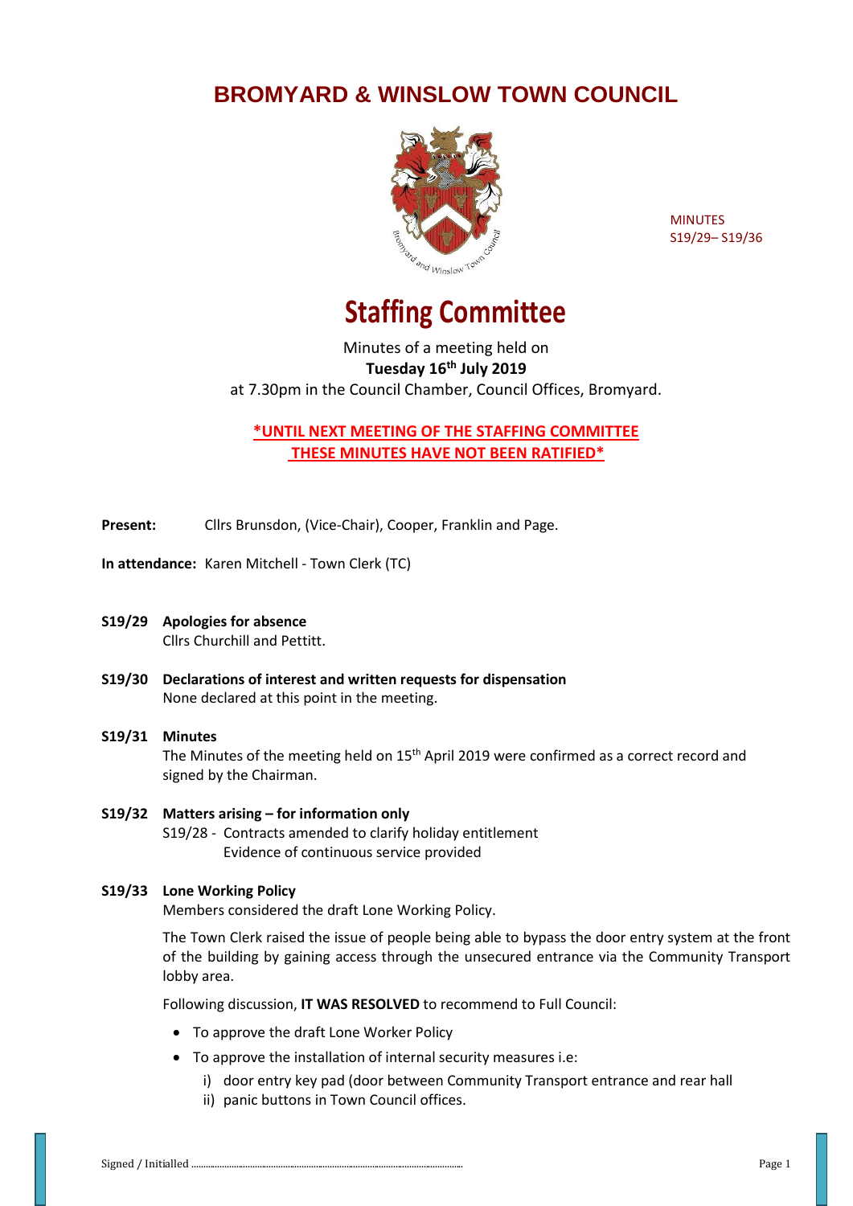# BROMYARD & WINSLOW TOWN COUNCIL

MINUTES
S19/29– S19/36

# Staffing Committee

Minutes of a meeting held on
**Tuesday 16th July 2019**
at 7.30pm in the Council Chamber, Council Offices, Bromyard.

**\*UNTIL NEXT MEETING OF THE STAFFING COMMITTEE THESE MINUTES HAVE NOT BEEN RATIFIED\***

**Present:** Cllrs Brunsdon, (Vice-Chair), Cooper, Franklin and Page.

**In attendance:** Karen Mitchell - Town Clerk (TC)

**S19/29 Apologies for absence**
Cllrs Churchill and Pettitt.

**S19/30 Declarations of interest and written requests for dispensation**
None declared at this point in the meeting.

**S19/31 Minutes**
The Minutes of the meeting held on 15th April 2019 were confirmed as a correct record and signed by the Chairman.

**S19/32 Matters arising – for information only**
S19/28 - Contracts amended to clarify holiday entitlement
Evidence of continuous service provided

**S19/33 Lone Working Policy**
Members considered the draft Lone Working Policy.

The Town Clerk raised the issue of people being able to bypass the door entry system at the front of the building by gaining access through the unsecured entrance via the Community Transport lobby area.

Following discussion, **IT WAS RESOLVED** to recommend to Full Council:

- To approve the draft Lone Worker Policy
- To approve the installation of internal security measures i.e:
  - i) door entry key pad (door between Community Transport entrance and rear hall
  - ii) panic buttons in Town Council offices.

Signed / Initialled ..........................................................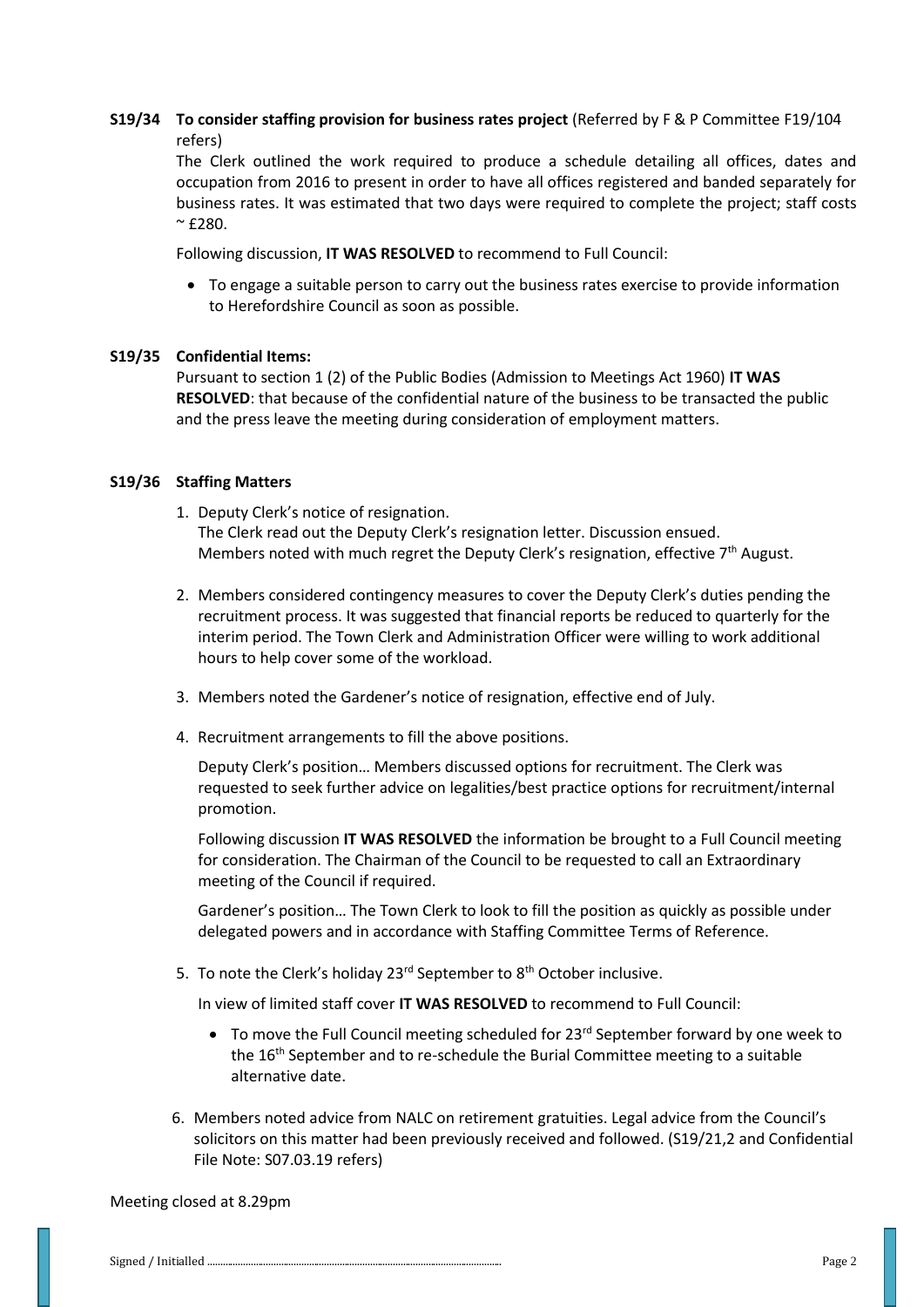**S19/34 To consider staffing provision for business rates project** (Referred by F & P Committee F19/104 refers)

The Clerk outlined the work required to produce a schedule detailing all offices, dates and occupation from 2016 to present in order to have all offices registered and banded separately for business rates. It was estimated that two days were required to complete the project; staff costs ~ £280.

Following discussion, **IT WAS RESOLVED** to recommend to Full Council:

- To engage a suitable person to carry out the business rates exercise to provide information to Herefordshire Council as soon as possible.

**S19/35 Confidential Items:**

Pursuant to section 1 (2) of the Public Bodies (Admission to Meetings Act 1960) **IT WAS RESOLVED**: that because of the confidential nature of the business to be transacted the public and the press leave the meeting during consideration of employment matters.

**S19/36 Staffing Matters**

1. Deputy Clerk's notice of resignation.
   The Clerk read out the Deputy Clerk's resignation letter. Discussion ensued.
   Members noted with much regret the Deputy Clerk's resignation, effective 7th August.

2. Members considered contingency measures to cover the Deputy Clerk's duties pending the recruitment process. It was suggested that financial reports be reduced to quarterly for the interim period. The Town Clerk and Administration Officer were willing to work additional hours to help cover some of the workload.

3. Members noted the Gardener's notice of resignation, effective end of July.

4. Recruitment arrangements to fill the above positions.

   Deputy Clerk's position… Members discussed options for recruitment. The Clerk was requested to seek further advice on legalities/best practice options for recruitment/internal promotion.

   Following discussion **IT WAS RESOLVED** the information be brought to a Full Council meeting for consideration. The Chairman of the Council to be requested to call an Extraordinary meeting of the Council if required.

   Gardener's position… The Town Clerk to look to fill the position as quickly as possible under delegated powers and in accordance with Staffing Committee Terms of Reference.

5. To note the Clerk's holiday 23rd September to 8th October inclusive.

   In view of limited staff cover **IT WAS RESOLVED** to recommend to Full Council:

   - To move the Full Council meeting scheduled for 23rd September forward by one week to the 16th September and to re-schedule the Burial Committee meeting to a suitable alternative date.

6. Members noted advice from NALC on retirement gratuities. Legal advice from the Council's solicitors on this matter had been previously received and followed. (S19/21,2 and Confidential File Note: S07.03.19 refers)

Meeting closed at 8.29pm

Signed / Initialled ..............................................................................................................